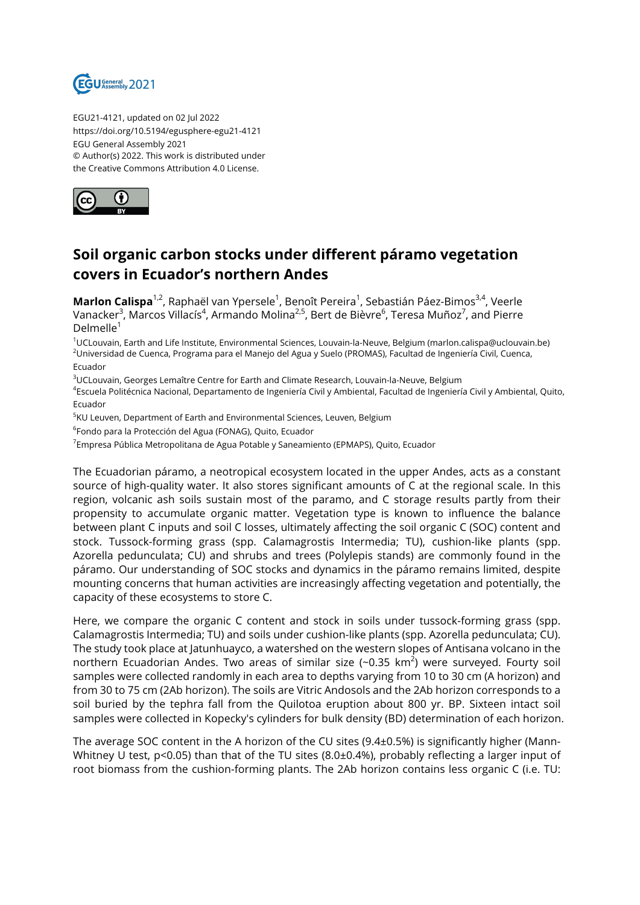EGU21-4121, updated on 02 Jul 2022
https://doi.org/10.5194/egusphere-egu21-4121
EGU General Assembly 2021
© Author(s) 2022. This work is distributed under
the Creative Commons Attribution 4.0 License.

# Soil organic carbon stocks under different páramo vegetation covers in Ecuador's northern Andes

**Marlon Calispa**[1,2], Raphaël van Ypersele[1], Benoît Pereira[1], Sebastián Páez-Bimos[3,4], Veerle Vanacker[3], Marcos Villacís[4], Armando Molina[2,5], Bert de Bièvre[6], Teresa Muñoz[7], and Pierre Delmelle[1]

[1]UCLouvain, Earth and Life Institute, Environmental Sciences, Louvain-la-Neuve, Belgium (marlon.calispa@uclouvain.be)
[2]Universidad de Cuenca, Programa para el Manejo del Agua y Suelo (PROMAS), Facultad de Ingeniería Civil, Cuenca, Ecuador
[3]UCLouvain, Georges Lemaître Centre for Earth and Climate Research, Louvain-la-Neuve, Belgium
[4]Escuela Politécnica Nacional, Departamento de Ingeniería Civil y Ambiental, Facultad de Ingeniería Civil y Ambiental, Quito, Ecuador
[5]KU Leuven, Department of Earth and Environmental Sciences, Leuven, Belgium
[6]Fondo para la Protección del Agua (FONAG), Quito, Ecuador
[7]Empresa Pública Metropolitana de Agua Potable y Saneamiento (EPMAPS), Quito, Ecuador

The Ecuadorian páramo, a neotropical ecosystem located in the upper Andes, acts as a constant source of high-quality water. It also stores significant amounts of C at the regional scale. In this region, volcanic ash soils sustain most of the paramo, and C storage results partly from their propensity to accumulate organic matter. Vegetation type is known to influence the balance between plant C inputs and soil C losses, ultimately affecting the soil organic C (SOC) content and stock. Tussock-forming grass (spp. Calamagrostis Intermedia; TU), cushion-like plants (spp. Azorella pedunculata; CU) and shrubs and trees (Polylepis stands) are commonly found in the páramo. Our understanding of SOC stocks and dynamics in the páramo remains limited, despite mounting concerns that human activities are increasingly affecting vegetation and potentially, the capacity of these ecosystems to store C.

Here, we compare the organic C content and stock in soils under tussock-forming grass (spp. Calamagrostis Intermedia; TU) and soils under cushion-like plants (spp. Azorella pedunculata; CU). The study took place at Jatunhuayco, a watershed on the western slopes of Antisana volcano in the northern Ecuadorian Andes. Two areas of similar size (~0.35 km$^2$) were surveyed. Fourty soil samples were collected randomly in each area to depths varying from 10 to 30 cm (A horizon) and from 30 to 75 cm (2Ab horizon). The soils are Vitric Andosols and the 2Ab horizon corresponds to a soil buried by the tephra fall from the Quilotoa eruption about 800 yr. BP. Sixteen intact soil samples were collected in Kopecky's cylinders for bulk density (BD) determination of each horizon.

The average SOC content in the A horizon of the CU sites (9.4±0.5%) is significantly higher (Mann-Whitney U test, $p<0.05$) than that of the TU sites (8.0±0.4%), probably reflecting a larger input of root biomass from the cushion-forming plants. The 2Ab horizon contains less organic C (i.e. TU: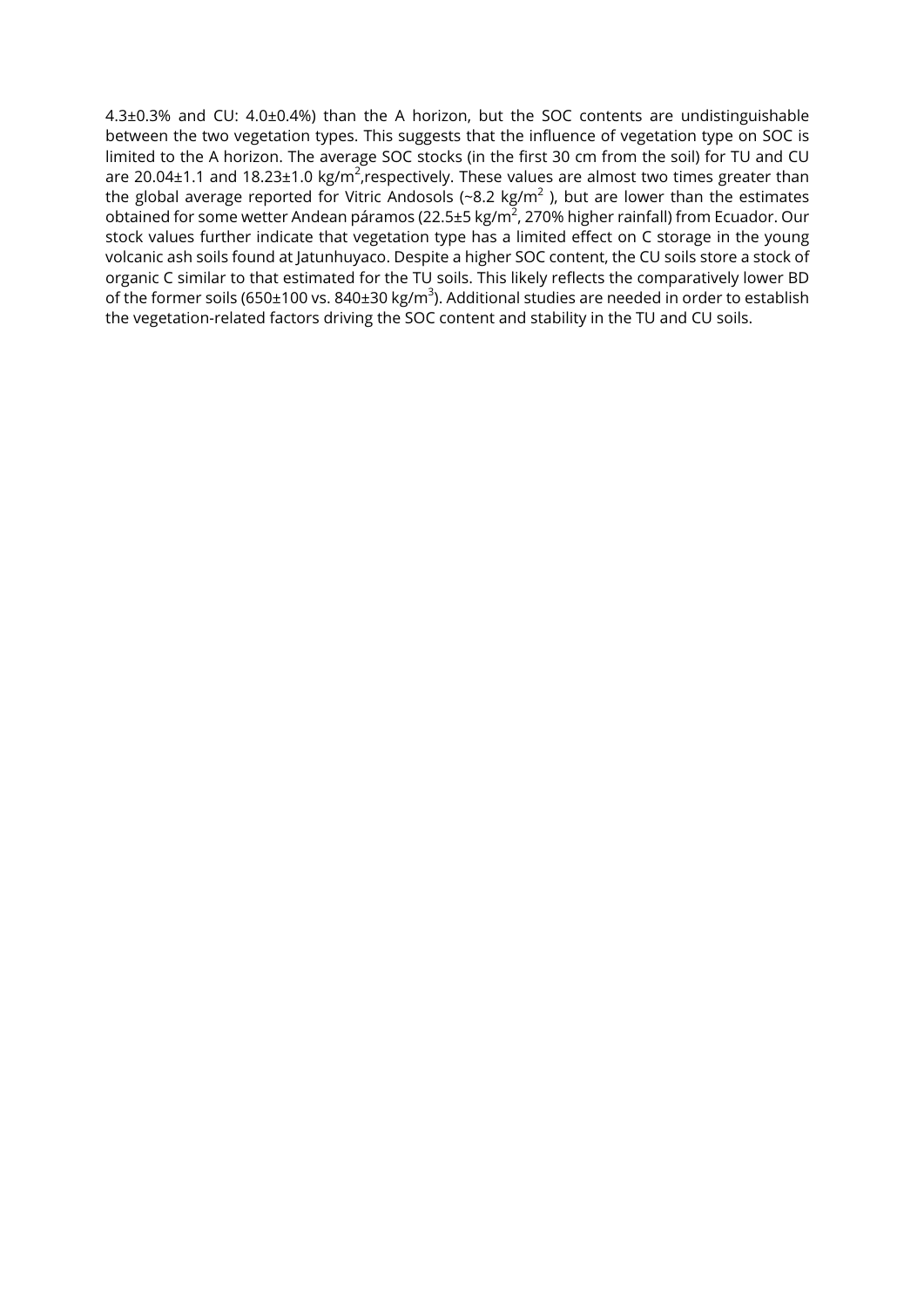4.3±0.3% and CU: 4.0±0.4%) than the A horizon, but the SOC contents are undistinguishable between the two vegetation types. This suggests that the influence of vegetation type on SOC is limited to the A horizon. The average SOC stocks (in the first 30 cm from the soil) for TU and CU are 20.04±1.1 and 18.23±1.0 kg/m$^2$,respectively. These values are almost two times greater than the global average reported for Vitric Andosols (~8.2 kg/m$^2$ ), but are lower than the estimates obtained for some wetter Andean páramos (22.5±5 kg/m$^2$, 270% higher rainfall) from Ecuador. Our stock values further indicate that vegetation type has a limited effect on C storage in the young volcanic ash soils found at Jatunhuyaco. Despite a higher SOC content, the CU soils store a stock of organic C similar to that estimated for the TU soils. This likely reflects the comparatively lower BD of the former soils (650±100 vs. 840±30 kg/m$^3$). Additional studies are needed in order to establish the vegetation-related factors driving the SOC content and stability in the TU and CU soils.